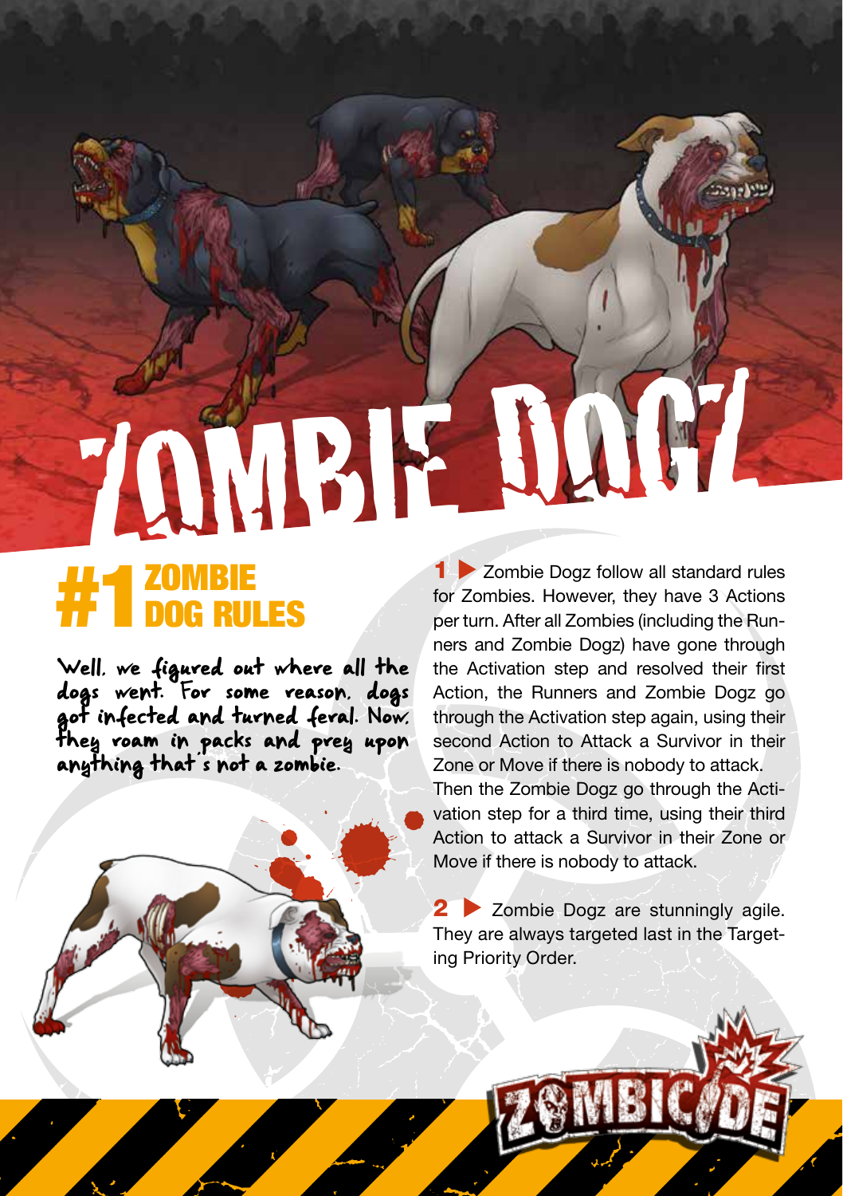# ZOMBIE DOGZ

## #1 ZOMBIE DOG RULES

Well, we figured out where all the dogs went. For some reason, dogs got infected and turned feral. Now, they roam in packs and prey upon anything that's not a zombie.

**1** ▶ Zombie Dogz follow all standard rules for Zombies. However, they have 3 Actions per turn. After all Zombies (including the Runners and Zombie Dogz) have gone through the Activation step and resolved their first Action, the Runners and Zombie Dogz go through the Activation step again, using their second Action to Attack a Survivor in their Zone or Move if there is nobody to attack.

Then the Zombie Dogz go through the Activation step for a third time, using their third Action to attack a Survivor in their Zone or Move if there is nobody to attack.

**2** ▶ Zombie Dogz are stunningly agile. They are always targeted last in the Targeting Priority Order.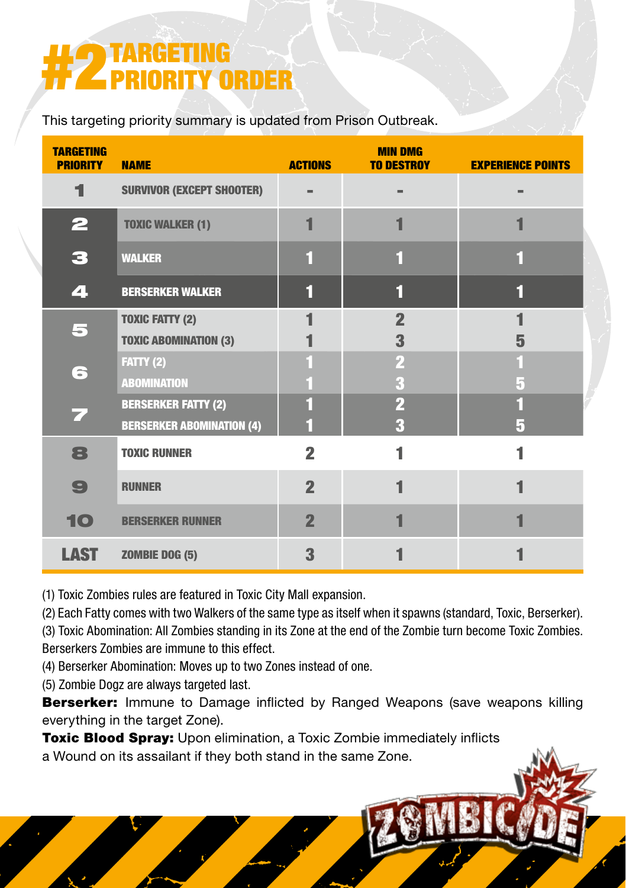# #2 TARGETING PRIORITY ORDER

This targeting priority summary is updated from Prison Outbreak.

| TARGETING PRIORITY | NAME | ACTIONS | MIN DMG TO DESTROY | EXPERIENCE POINTS |
|---|---|---|---|---|
| 1 | SURVIVOR (EXCEPT SHOOTER) | - | - | - |
| 2 | TOXIC WALKER (1) | 1 | 1 | 1 |
| 3 | WALKER | 1 | 1 | 1 |
| 4 | BERSERKER WALKER | 1 | 1 | 1 |
| 5 | TOXIC FATTY (2) | 1 | 2 | 1 |
| | TOXIC ABOMINATION (3) | 1 | 3 | 5 |
| 6 | FATTY (2) | 1 | 2 | 1 |
| | ABOMINATION | 1 | 3 | 5 |
| 7 | BERSERKER FATTY (2) | 1 | 2 | 1 |
| | BERSERKER ABOMINATION (4) | 1 | 3 | 5 |
| 8 | TOXIC RUNNER | 2 | 1 | 1 |
| 9 | RUNNER | 2 | 1 | 1 |
| 10 | BERSERKER RUNNER | 2 | 1 | 1 |
| LAST | ZOMBIE DOG (5) | 3 | 1 | 1 |

(1) Toxic Zombies rules are featured in Toxic City Mall expansion.

(2) Each Fatty comes with two Walkers of the same type as itself when it spawns (standard, Toxic, Berserker).

(3) Toxic Abomination: All Zombies standing in its Zone at the end of the Zombie turn become Toxic Zombies. Berserkers Zombies are immune to this effect.

(4) Berserker Abomination: Moves up to two Zones instead of one.

(5) Zombie Dogz are always targeted last.

**Berserker:** Immune to Damage inflicted by Ranged Weapons (save weapons killing everything in the target Zone).

**Toxic Blood Spray:** Upon elimination, a Toxic Zombie immediately inflicts a Wound on its assailant if they both stand in the same Zone.